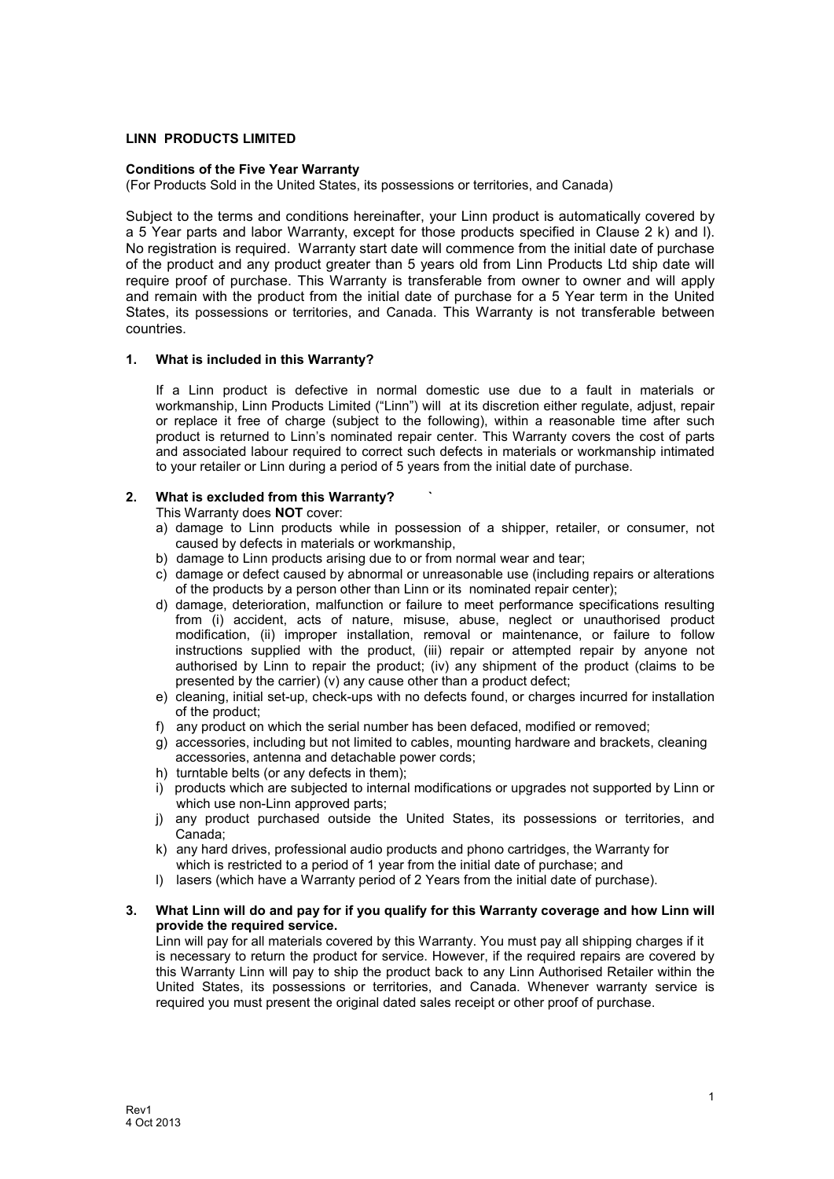**LINN PRODUCTS LIMITED**

**Conditions of the Five Year Warranty**
(For Products Sold in the United States, its possessions or territories, and Canada)

Subject to the terms and conditions hereinafter, your Linn product is automatically covered by a 5 Year parts and labor Warranty, except for those products specified in Clause 2 k) and l). No registration is required. Warranty start date will commence from the initial date of purchase of the product and any product greater than 5 years old from Linn Products Ltd ship date will require proof of purchase. This Warranty is transferable from owner to owner and will apply and remain with the product from the initial date of purchase for a 5 Year term in the United States, its possessions or territories, and Canada. This Warranty is not transferable between countries.

**1. What is included in this Warranty?**

If a Linn product is defective in normal domestic use due to a fault in materials or workmanship, Linn Products Limited ("Linn") will at its discretion either regulate, adjust, repair or replace it free of charge (subject to the following), within a reasonable time after such product is returned to Linn's nominated repair center. This Warranty covers the cost of parts and associated labour required to correct such defects in materials or workmanship intimated to your retailer or Linn during a period of 5 years from the initial date of purchase.

**2. What is excluded from this Warranty?**

This Warranty does **NOT** cover:

a) damage to Linn products while in possession of a shipper, retailer, or consumer, not caused by defects in materials or workmanship,
b) damage to Linn products arising due to or from normal wear and tear;
c) damage or defect caused by abnormal or unreasonable use (including repairs or alterations of the products by a person other than Linn or its nominated repair center);
d) damage, deterioration, malfunction or failure to meet performance specifications resulting from (i) accident, acts of nature, misuse, abuse, neglect or unauthorised product modification, (ii) improper installation, removal or maintenance, or failure to follow instructions supplied with the product, (iii) repair or attempted repair by anyone not authorised by Linn to repair the product; (iv) any shipment of the product (claims to be presented by the carrier) (v) any cause other than a product defect;
e) cleaning, initial set-up, check-ups with no defects found, or charges incurred for installation of the product;
f) any product on which the serial number has been defaced, modified or removed;
g) accessories, including but not limited to cables, mounting hardware and brackets, cleaning accessories, antenna and detachable power cords;
h) turntable belts (or any defects in them);
i) products which are subjected to internal modifications or upgrades not supported by Linn or which use non-Linn approved parts;
j) any product purchased outside the United States, its possessions or territories, and Canada;
k) any hard drives, professional audio products and phono cartridges, the Warranty for which is restricted to a period of 1 year from the initial date of purchase; and
l) lasers (which have a Warranty period of 2 Years from the initial date of purchase).

**3. What Linn will do and pay for if you qualify for this Warranty coverage and how Linn will provide the required service.**

Linn will pay for all materials covered by this Warranty. You must pay all shipping charges if it is necessary to return the product for service. However, if the required repairs are covered by this Warranty Linn will pay to ship the product back to any Linn Authorised Retailer within the United States, its possessions or territories, and Canada. Whenever warranty service is required you must present the original dated sales receipt or other proof of purchase.

Rev1
4 Oct 2013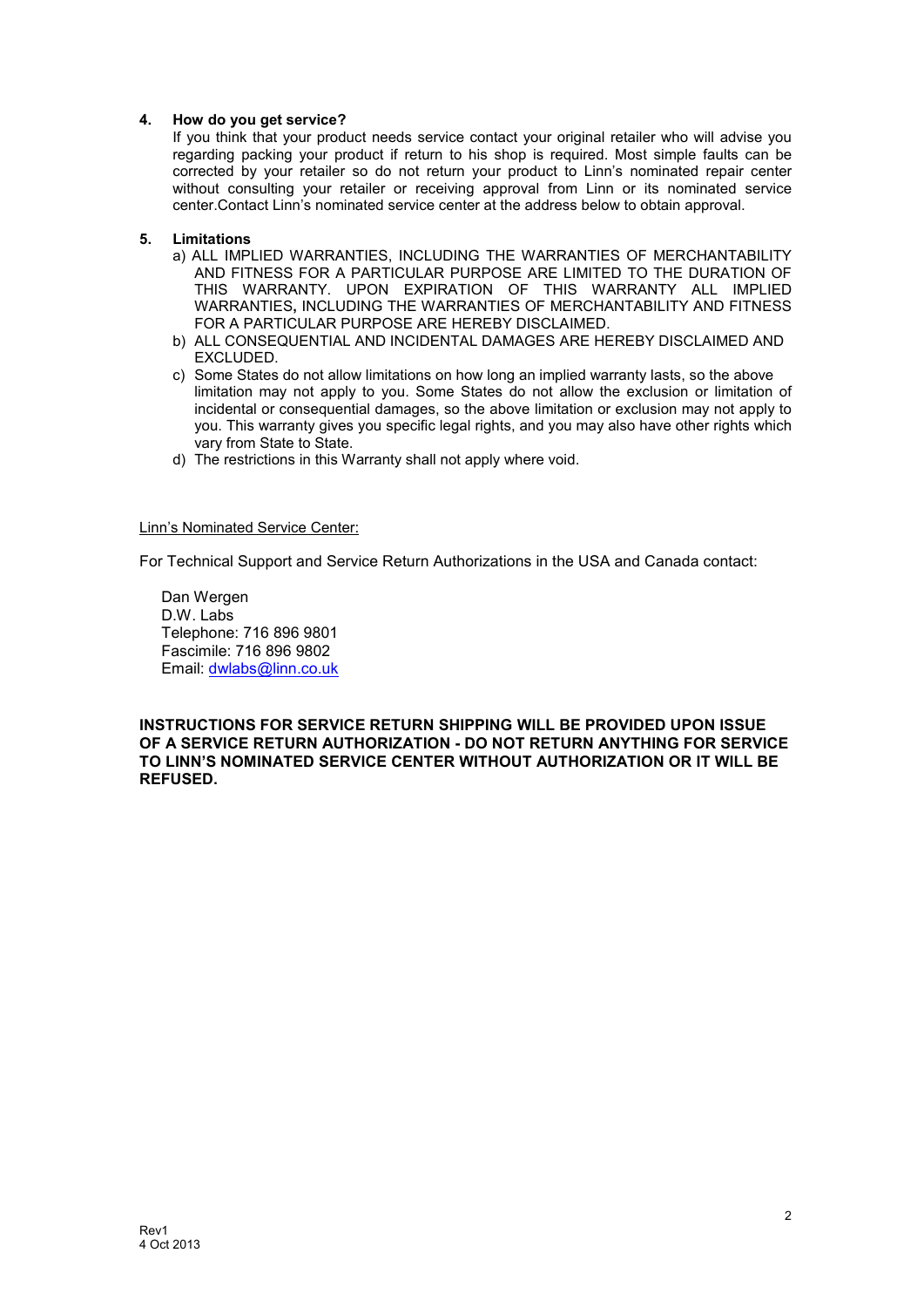4. **How do you get service?**
   If you think that your product needs service contact your original retailer who will advise you regarding packing your product if return to his shop is required. Most simple faults can be corrected by your retailer so do not return your product to Linn's nominated repair center without consulting your retailer or receiving approval from Linn or its nominated service center.Contact Linn's nominated service center at the address below to obtain approval.

5. **Limitations**
   a) ALL IMPLIED WARRANTIES, INCLUDING THE WARRANTIES OF MERCHANTABILITY AND FITNESS FOR A PARTICULAR PURPOSE ARE LIMITED TO THE DURATION OF THIS WARRANTY. UPON EXPIRATION OF THIS WARRANTY ALL IMPLIED WARRANTIES, INCLUDING THE WARRANTIES OF MERCHANTABILITY AND FITNESS FOR A PARTICULAR PURPOSE ARE HEREBY DISCLAIMED.
   b) ALL CONSEQUENTIAL AND INCIDENTAL DAMAGES ARE HEREBY DISCLAIMED AND EXCLUDED.
   c) Some States do not allow limitations on how long an implied warranty lasts, so the above limitation may not apply to you. Some States do not allow the exclusion or limitation of incidental or consequential damages, so the above limitation or exclusion may not apply to you. This warranty gives you specific legal rights, and you may also have other rights which vary from State to State.
   d) The restrictions in this Warranty shall not apply where void.

<u>Linn's Nominated Service Center:</u>

For Technical Support and Service Return Authorizations in the USA and Canada contact:

Dan Wergen
D.W. Labs
Telephone: 716 896 9801
Fascimile: 716 896 9802
Email: dwlabs@linn.co.uk

**INSTRUCTIONS FOR SERVICE RETURN SHIPPING WILL BE PROVIDED UPON ISSUE OF A SERVICE RETURN AUTHORIZATION - DO NOT RETURN ANYTHING FOR SERVICE TO LINN'S NOMINATED SERVICE CENTER WITHOUT AUTHORIZATION OR IT WILL BE REFUSED.**

Rev1
4 Oct 2013